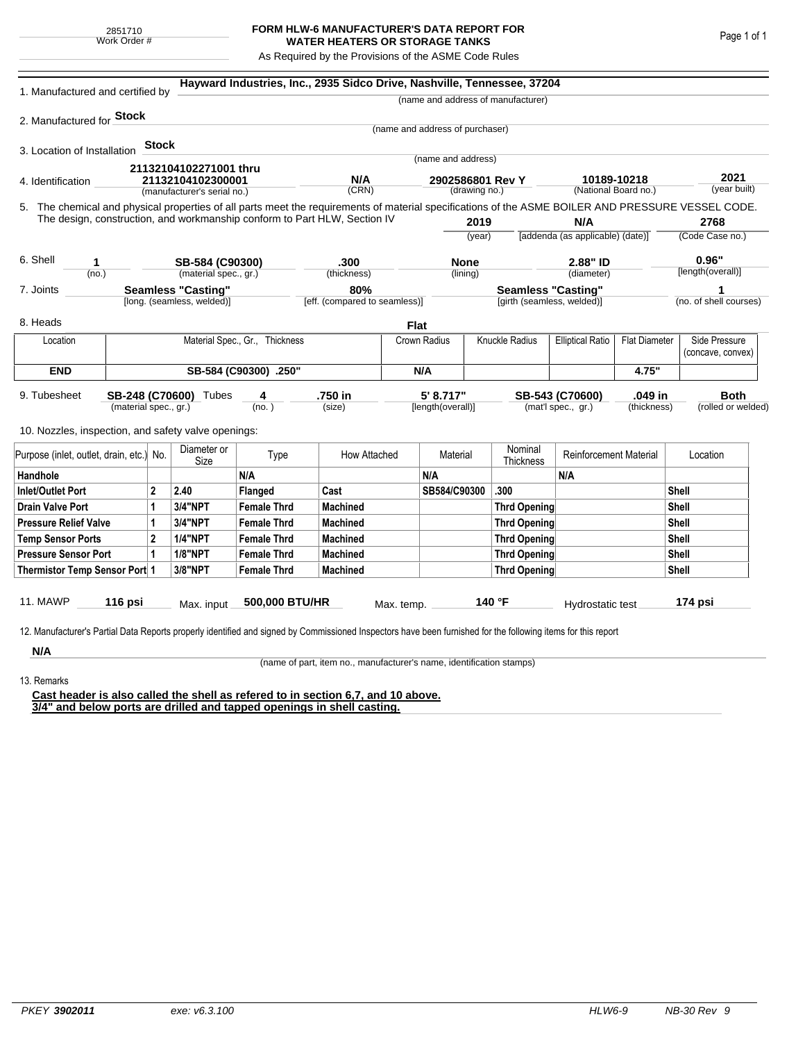2851710
Work Order #

**FORM HLW-6 MANUFACTURER'S DATA REPORT FOR WATER HEATERS OR STORAGE TANKS**

As Required by the Provisions of the ASME Code Rules

1. Manufactured and certified by **Hayward Industries, Inc., 2935 Sidco Drive, Nashville, Tennessee, 37204**
(name and address of manufacturer)

2. Manufactured for **Stock**
(name and address of purchaser)

3. Location of Installation **Stock**
(name and address)

4. Identification **21132104102271001 thru 21132104102300001** (manufacturer's serial no.) **N/A** (CRN) **2902586801 Rev Y** (drawing no.) **10189-10218** (National Board no.) **2021** (year built)

5. The chemical and physical properties of all parts meet the requirements of material specifications of the ASME BOILER AND PRESSURE VESSEL CODE. The design, construction, and workmanship conform to Part HLW, Section IV **2019** (year) **N/A** [addenda (as applicable) (date)] **2768** (Code Case no.)

6. Shell **1** (no.) **SB-584 (C90300)** (material spec., gr.) **.300** (thickness) **None** (lining) **2.88" ID** (diameter) **0.96"** [length(overall)]

7. Joints **Seamless "Casting"** [long. (seamless, welded)] **80%** [eff. (compared to seamless)] **Seamless "Casting"** [girth (seamless, welded)] **1** (no. of shell courses)

8. Heads **Flat**

| Location | Material Spec., Gr., Thickness | Crown Radius | Knuckle Radius | Elliptical Ratio | Flat Diameter | Side Pressure (concave, convex) |
|---|---|---|---|---|---|---|
| **END** | **SB-584 (C90300) .250"** | **N/A** | | | **4.75"** | |

9. Tubesheet **SB-248 (C70600)** (material spec., gr.) Tubes **4** (no.) **.750 in** (size) **5' 8.717"** [length(overall)] **SB-543 (C70600)** (mat'l spec., gr.) **.049 in** (thickness) **Both** (rolled or welded)

10. Nozzles, inspection, and safety valve openings:

| Purpose (inlet, outlet, drain, etc.) | No. | Diameter or Size | Type | How Attached | Material | Nominal Thickness | Reinforcement Material | Location |
|---|---|---|---|---|---|---|---|---|
| **Handhole** | | | **N/A** | | **N/A** | | **N/A** | |
| **Inlet/Outlet Port** | **2** | **2.40** | **Flanged** | **Cast** | **SB584/C90300** | **.300** | | **Shell** |
| **Drain Valve Port** | **1** | **3/4"NPT** | **Female Thrd** | **Machined** | | **Thrd Opening** | | **Shell** |
| **Pressure Relief Valve** | **1** | **3/4"NPT** | **Female Thrd** | **Machined** | | **Thrd Opening** | | **Shell** |
| **Temp Sensor Ports** | **2** | **1/4"NPT** | **Female Thrd** | **Machined** | | **Thrd Opening** | | **Shell** |
| **Pressure Sensor Port** | **1** | **1/8"NPT** | **Female Thrd** | **Machined** | | **Thrd Opening** | | **Shell** |
| **Thermistor Temp Sensor Port** | **1** | **3/8"NPT** | **Female Thrd** | **Machined** | | **Thrd Opening** | | **Shell** |

11. MAWP **116 psi** Max. input **500,000 BTU/HR** Max. temp. **140 °F** Hydrostatic test **174 psi**

12. Manufacturer's Partial Data Reports properly identified and signed by Commissioned Inspectors have been furnished for the following items for this report

**N/A**
(name of part, item no., manufacturer's name, identification stamps)

13. Remarks

**Cast header is also called the shell as refered to in section 6,7, and 10 above.**
**3/4" and below ports are drilled and tapped openings in shell casting.**

PKEY **3902011** exe: v6.3.100 HLW6-9 NB-30 Rev 9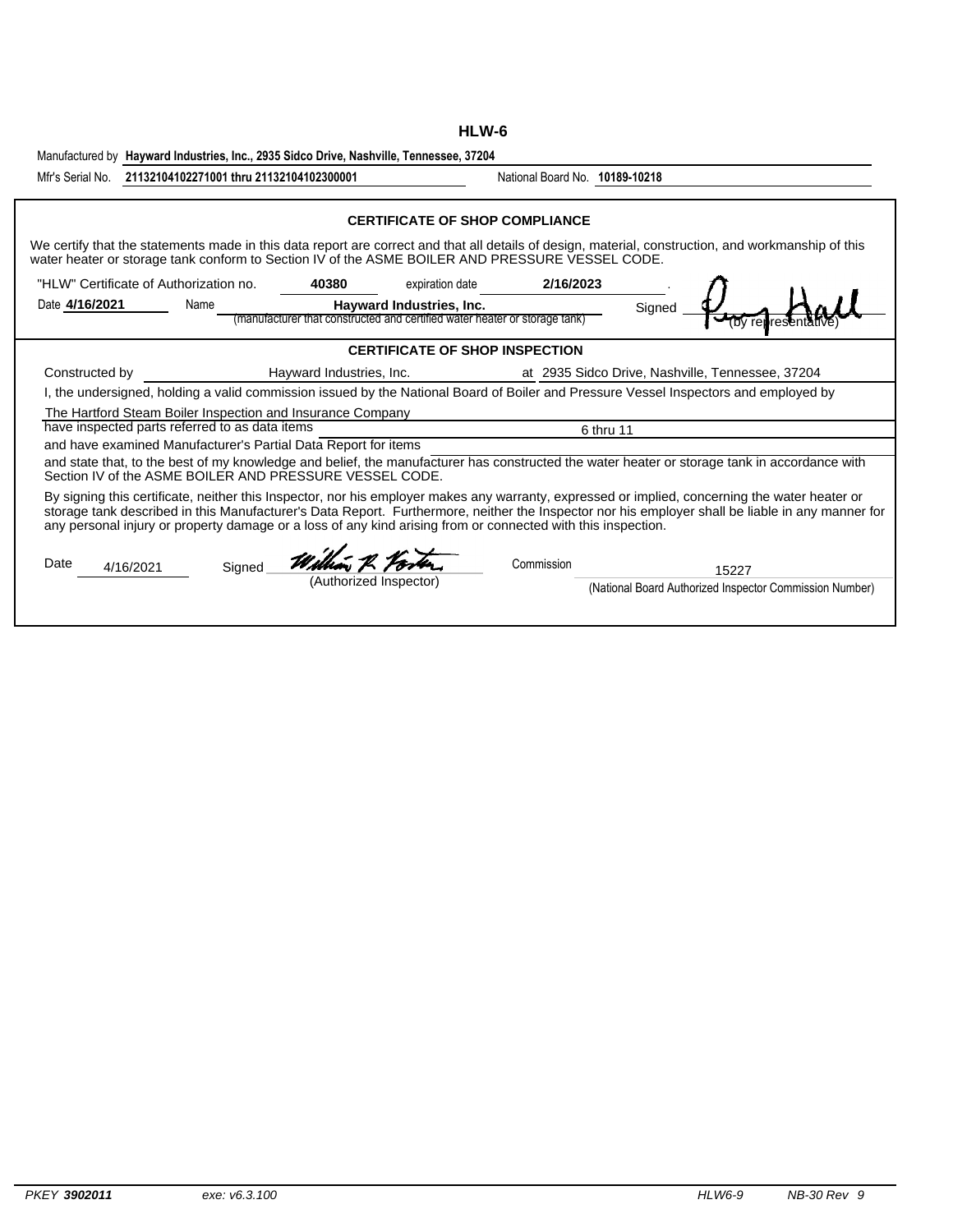# HLW-6

Manufactured by **Hayward Industries, Inc., 2935 Sidco Drive, Nashville, Tennessee, 37204**

Mfr's Serial No. **21132104102271001 thru 21132104102300001** National Board No. **10189-10218**

## CERTIFICATE OF SHOP COMPLIANCE

We certify that the statements made in this data report are correct and that all details of design, material, construction, and workmanship of this water heater or storage tank conform to Section IV of the ASME BOILER AND PRESSURE VESSEL CODE.

"HLW" Certificate of Authorization no. **40380** expiration date **2/16/2023**

Date **4/16/2021** Name **Hayward Industries, Inc.** Signed Perry Hall

(manufacturer that constructed and certified water heater or storage tank) (by representative)

## CERTIFICATE OF SHOP INSPECTION

Constructed by Hayward Industries, Inc. at 2935 Sidco Drive, Nashville, Tennessee, 37204

I, the undersigned, holding a valid commission issued by the National Board of Boiler and Pressure Vessel Inspectors and employed by

The Hartford Steam Boiler Inspection and Insurance Company

have inspected parts referred to as data items 6 thru 11

and have examined Manufacturer's Partial Data Report for items

and state that, to the best of my knowledge and belief, the manufacturer has constructed the water heater or storage tank in accordance with Section IV of the ASME BOILER AND PRESSURE VESSEL CODE.

By signing this certificate, neither this Inspector, nor his employer makes any warranty, expressed or implied, concerning the water heater or storage tank described in this Manufacturer's Data Report. Furthermore, neither the Inspector nor his employer shall be liable in any manner for any personal injury or property damage or a loss of any kind arising from or connected with this inspection.

Date 4/16/2021 Signed William R. Foster Commission 15227

(Authorized Inspector) (National Board Authorized Inspector Commission Number)

*PKEY* ***3902011*** *exe: v6.3.100* *HLW6-9* *NB-30 Rev 9*